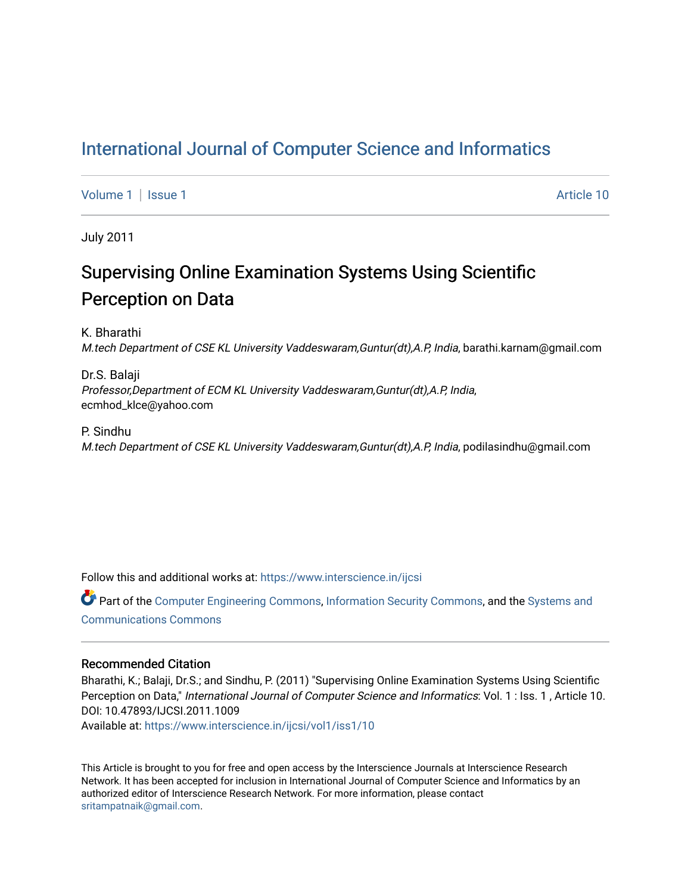# International Journal of Computer Science and Informatics

Volume 1 | Issue 1 | Article 10

July 2011

## Supervising Online Examination Systems Using Scientific Perception on Data

K. Bharathi
*M.tech Department of CSE KL University Vaddeswaram,Guntur(dt),A.P, India*, barathi.karnam@gmail.com

Dr.S. Balaji
*Professor,Department of ECM KL University Vaddeswaram,Guntur(dt),A.P, India*, ecmhod_klce@yahoo.com

P. Sindhu
*M.tech Department of CSE KL University Vaddeswaram,Guntur(dt),A.P, India*, podilasindhu@gmail.com

Follow this and additional works at: https://www.interscience.in/ijcsi

Part of the Computer Engineering Commons, Information Security Commons, and the Systems and Communications Commons

### Recommended Citation

Bharathi, K.; Balaji, Dr.S.; and Sindhu, P. (2011) "Supervising Online Examination Systems Using Scientific Perception on Data," *International Journal of Computer Science and Informatics*: Vol. 1 : Iss. 1 , Article 10.
DOI: 10.47893/IJCSI.2011.1009
Available at: https://www.interscience.in/ijcsi/vol1/iss1/10

This Article is brought to you for free and open access by the Interscience Journals at Interscience Research Network. It has been accepted for inclusion in International Journal of Computer Science and Informatics by an authorized editor of Interscience Research Network. For more information, please contact sritampatnaik@gmail.com.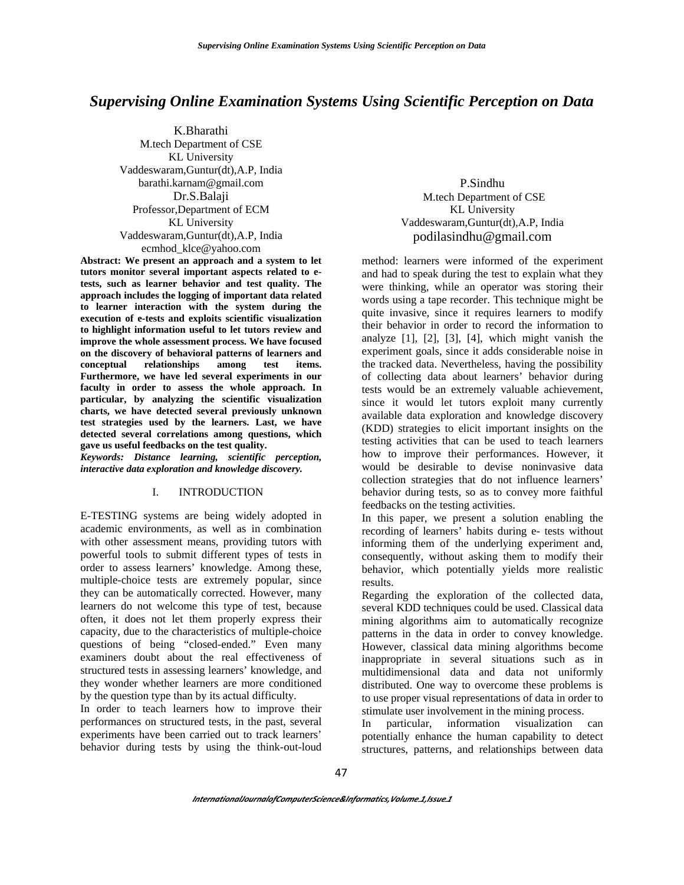# *Supervising Online Examination Systems Using Scientific Perception on Data*

K.Bharathi
M.tech Department of CSE
KL University
Vaddeswaram,Guntur(dt),A.P, India
barathi.karnam@gmail.com

Dr.S.Balaji
Professor,Department of ECM
KL University
Vaddeswaram,Guntur(dt),A.P, India
ecmhod_klce@yahoo.com

P.Sindhu
M.tech Department of CSE
KL University
Vaddeswaram,Guntur(dt),A.P, India
podilasindhu@gmail.com

**Abstract: We present an approach and a system to let tutors monitor several important aspects related to e-tests, such as learner behavior and test quality. The approach includes the logging of important data related to learner interaction with the system during the execution of e-tests and exploits scientific visualization to highlight information useful to let tutors review and improve the whole assessment process. We have focused on the discovery of behavioral patterns of learners and conceptual relationships among test items. Furthermore, we have led several experiments in our faculty in order to assess the whole approach. In particular, by analyzing the scientific visualization charts, we have detected several previously unknown test strategies used by the learners. Last, we have detected several correlations among questions, which gave us useful feedbacks on the test quality.**

***Keywords: Distance learning, scientific perception, interactive data exploration and knowledge discovery.***

## I. INTRODUCTION

E-TESTING systems are being widely adopted in academic environments, as well as in combination with other assessment means, providing tutors with powerful tools to submit different types of tests in order to assess learners' knowledge. Among these, multiple-choice tests are extremely popular, since they can be automatically corrected. However, many learners do not welcome this type of test, because often, it does not let them properly express their capacity, due to the characteristics of multiple-choice questions of being "closed-ended." Even many examiners doubt about the real effectiveness of structured tests in assessing learners' knowledge, and they wonder whether learners are more conditioned by the question type than by its actual difficulty.

In order to teach learners how to improve their performances on structured tests, in the past, several experiments have been carried out to track learners' behavior during tests by using the think-out-loud method: learners were informed of the experiment and had to speak during the test to explain what they were thinking, while an operator was storing their words using a tape recorder. This technique might be quite invasive, since it requires learners to modify their behavior in order to record the information to analyze [1], [2], [3], [4], which might vanish the experiment goals, since it adds considerable noise in the tracked data. Nevertheless, having the possibility of collecting data about learners' behavior during tests would be an extremely valuable achievement, since it would let tutors exploit many currently available data exploration and knowledge discovery (KDD) strategies to elicit important insights on the testing activities that can be used to teach learners how to improve their performances. However, it would be desirable to devise noninvasive data collection strategies that do not influence learners' behavior during tests, so as to convey more faithful feedbacks on the testing activities.

In this paper, we present a solution enabling the recording of learners' habits during e- tests without informing them of the underlying experiment and, consequently, without asking them to modify their behavior, which potentially yields more realistic results.

Regarding the exploration of the collected data, several KDD techniques could be used. Classical data mining algorithms aim to automatically recognize patterns in the data in order to convey knowledge. However, classical data mining algorithms become inappropriate in several situations such as in multidimensional data and data not uniformly distributed. One way to overcome these problems is to use proper visual representations of data in order to stimulate user involvement in the mining process.

In particular, information visualization can potentially enhance the human capability to detect structures, patterns, and relationships between data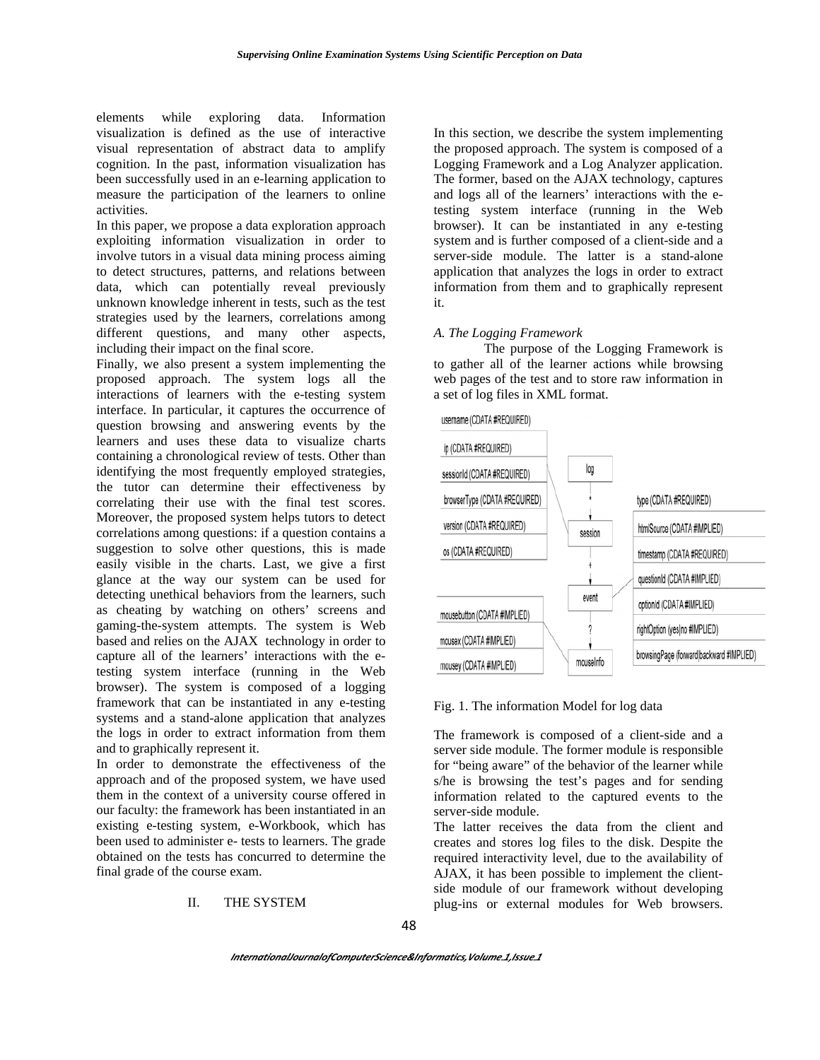elements while exploring data. Information visualization is defined as the use of interactive visual representation of abstract data to amplify cognition. In the past, information visualization has been successfully used in an e-learning application to measure the participation of the learners to online activities.

In this paper, we propose a data exploration approach exploiting information visualization in order to involve tutors in a visual data mining process aiming to detect structures, patterns, and relations between data, which can potentially reveal previously unknown knowledge inherent in tests, such as the test strategies used by the learners, correlations among different questions, and many other aspects, including their impact on the final score.

Finally, we also present a system implementing the proposed approach. The system logs all the interactions of learners with the e-testing system interface. In particular, it captures the occurrence of question browsing and answering events by the learners and uses these data to visualize charts containing a chronological review of tests. Other than identifying the most frequently employed strategies, the tutor can determine their effectiveness by correlating their use with the final test scores. Moreover, the proposed system helps tutors to detect correlations among questions: if a question contains a suggestion to solve other questions, this is made easily visible in the charts. Last, we give a first glance at the way our system can be used for detecting unethical behaviors from the learners, such as cheating by watching on others' screens and gaming-the-system attempts. The system is Web based and relies on the AJAX technology in order to capture all of the learners' interactions with the e-testing system interface (running in the Web browser). The system is composed of a logging framework that can be instantiated in any e-testing systems and a stand-alone application that analyzes the logs in order to extract information from them and to graphically represent it.

In order to demonstrate the effectiveness of the approach and of the proposed system, we have used them in the context of a university course offered in our faculty: the framework has been instantiated in an existing e-testing system, e-Workbook, which has been used to administer e- tests to learners. The grade obtained on the tests has concurred to determine the final grade of the course exam.

## II. THE SYSTEM

In this section, we describe the system implementing the proposed approach. The system is composed of a Logging Framework and a Log Analyzer application. The former, based on the AJAX technology, captures and logs all of the learners' interactions with the e-testing system interface (running in the Web browser). It can be instantiated in any e-testing system and is further composed of a client-side and a server-side module. The latter is a stand-alone application that analyzes the logs in order to extract information from them and to graphically represent it.

### *A. The Logging Framework*

The purpose of the Logging Framework is to gather all of the learner actions while browsing web pages of the test and to store raw information in a set of log files in XML format.

Fig. 1. The information Model for log data

The framework is composed of a client-side and a server side module. The former module is responsible for "being aware" of the behavior of the learner while s/he is browsing the test's pages and for sending information related to the captured events to the server-side module.

The latter receives the data from the client and creates and stores log files to the disk. Despite the required interactivity level, due to the availability of AJAX, it has been possible to implement the client-side module of our framework without developing plug-ins or external modules for Web browsers.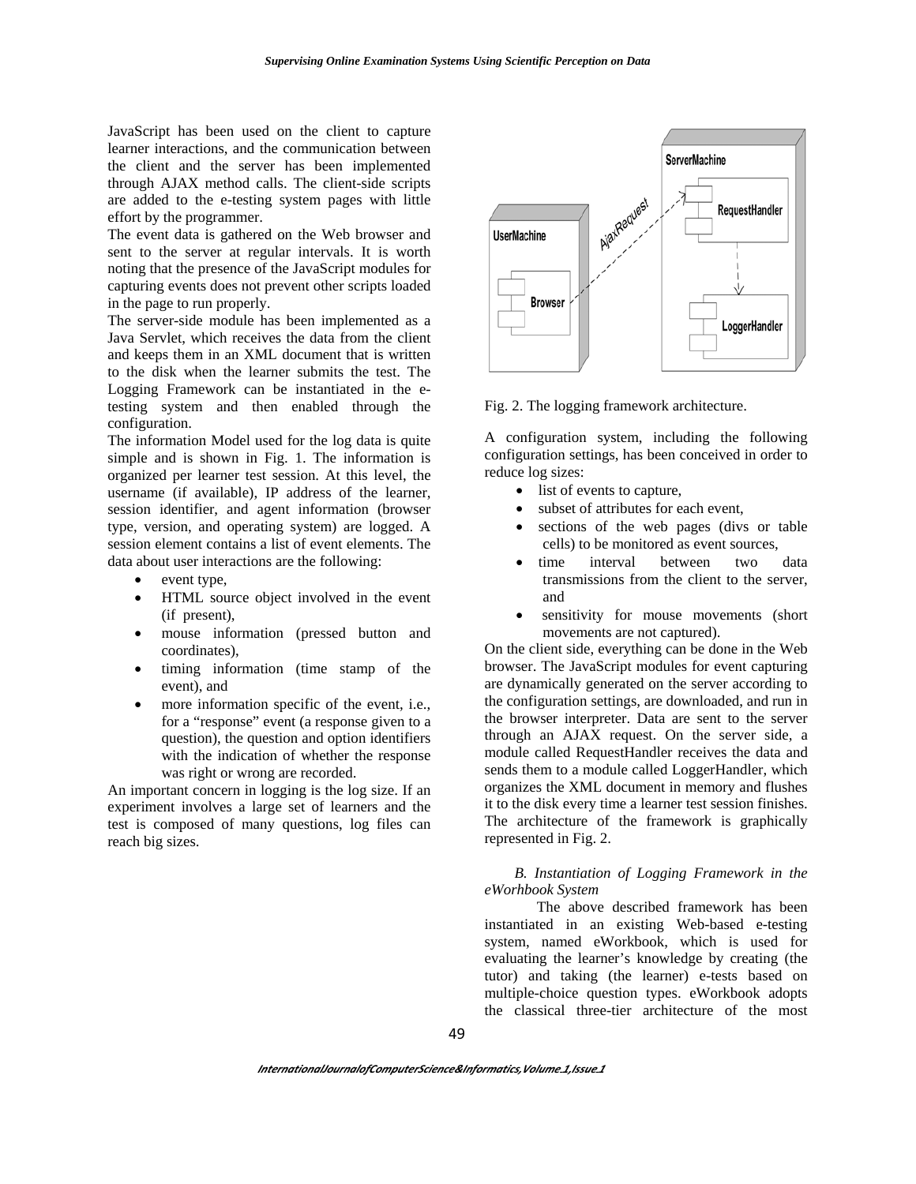JavaScript has been used on the client to capture learner interactions, and the communication between the client and the server has been implemented through AJAX method calls. The client-side scripts are added to the e-testing system pages with little effort by the programmer.

The event data is gathered on the Web browser and sent to the server at regular intervals. It is worth noting that the presence of the JavaScript modules for capturing events does not prevent other scripts loaded in the page to run properly.

The server-side module has been implemented as a Java Servlet, which receives the data from the client and keeps them in an XML document that is written to the disk when the learner submits the test. The Logging Framework can be instantiated in the e-testing system and then enabled through the configuration.

The information Model used for the log data is quite simple and is shown in Fig. 1. The information is organized per learner test session. At this level, the username (if available), IP address of the learner, session identifier, and agent information (browser type, version, and operating system) are logged. A session element contains a list of event elements. The data about user interactions are the following:

- event type,
- HTML source object involved in the event (if present),
- mouse information (pressed button and coordinates),
- timing information (time stamp of the event), and
- more information specific of the event, i.e., for a "response" event (a response given to a question), the question and option identifiers with the indication of whether the response was right or wrong are recorded.

An important concern in logging is the log size. If an experiment involves a large set of learners and the test is composed of many questions, log files can reach big sizes.

Fig. 2. The logging framework architecture.

A configuration system, including the following configuration settings, has been conceived in order to reduce log sizes:

- list of events to capture,
- subset of attributes for each event,
- sections of the web pages (divs or table cells) to be monitored as event sources,
- time interval between two data transmissions from the client to the server, and
- sensitivity for mouse movements (short movements are not captured).

On the client side, everything can be done in the Web browser. The JavaScript modules for event capturing are dynamically generated on the server according to the configuration settings, are downloaded, and run in the browser interpreter. Data are sent to the server through an AJAX request. On the server side, a module called RequestHandler receives the data and sends them to a module called LoggerHandler, which organizes the XML document in memory and flushes it to the disk every time a learner test session finishes. The architecture of the framework is graphically represented in Fig. 2.

### *B. Instantiation of Logging Framework in the eWorhbook System*

The above described framework has been instantiated in an existing Web-based e-testing system, named eWorkbook, which is used for evaluating the learner's knowledge by creating (the tutor) and taking (the learner) e-tests based on multiple-choice question types. eWorkbook adopts the classical three-tier architecture of the most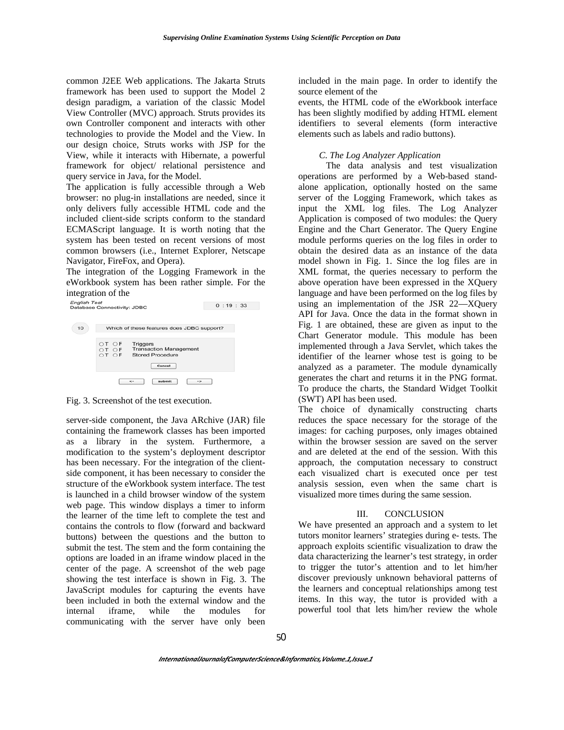common J2EE Web applications. The Jakarta Struts framework has been used to support the Model 2 design paradigm, a variation of the classic Model View Controller (MVC) approach. Struts provides its own Controller component and interacts with other technologies to provide the Model and the View. In our design choice, Struts works with JSP for the View, while it interacts with Hibernate, a powerful framework for object/ relational persistence and query service in Java, for the Model.

The application is fully accessible through a Web browser: no plug-in installations are needed, since it only delivers fully accessible HTML code and the included client-side scripts conform to the standard ECMAScript language. It is worth noting that the system has been tested on recent versions of most common browsers (i.e., Internet Explorer, Netscape Navigator, FireFox, and Opera).

The integration of the Logging Framework in the eWorkbook system has been rather simple. For the integration of the

English Test
Database Connectivity: JDBC
0 : 19 : 33
10
Which of these features does JDBC support?
T F Triggers
T F Transaction Management
T F Stored Procedure
Cancel
<-
submit
->

Fig. 3. Screenshot of the test execution.

server-side component, the Java ARchive (JAR) file containing the framework classes has been imported as a library in the system. Furthermore, a modification to the system's deployment descriptor has been necessary. For the integration of the client-side component, it has been necessary to consider the structure of the eWorkbook system interface. The test is launched in a child browser window of the system web page. This window displays a timer to inform the learner of the time left to complete the test and contains the controls to flow (forward and backward buttons) between the questions and the button to submit the test. The stem and the form containing the options are loaded in an iframe window placed in the center of the page. A screenshot of the web page showing the test interface is shown in Fig. 3. The JavaScript modules for capturing the events have been included in both the external window and the internal iframe, while the modules for communicating with the server have only been included in the main page. In order to identify the source element of the

events, the HTML code of the eWorkbook interface has been slightly modified by adding HTML element identifiers to several elements (form interactive elements such as labels and radio buttons).

### *C. The Log Analyzer Application*

The data analysis and test visualization operations are performed by a Web-based stand-alone application, optionally hosted on the same server of the Logging Framework, which takes as input the XML log files. The Log Analyzer Application is composed of two modules: the Query Engine and the Chart Generator. The Query Engine module performs queries on the log files in order to obtain the desired data as an instance of the data model shown in Fig. 1. Since the log files are in XML format, the queries necessary to perform the above operation have been expressed in the XQuery language and have been performed on the log files by using an implementation of the JSR 22—XQuery API for Java. Once the data in the format shown in Fig. 1 are obtained, these are given as input to the Chart Generator module. This module has been implemented through a Java Servlet, which takes the identifier of the learner whose test is going to be analyzed as a parameter. The module dynamically generates the chart and returns it in the PNG format. To produce the charts, the Standard Widget Toolkit (SWT) API has been used.

The choice of dynamically constructing charts reduces the space necessary for the storage of the images: for caching purposes, only images obtained within the browser session are saved on the server and are deleted at the end of the session. With this approach, the computation necessary to construct each visualized chart is executed once per test analysis session, even when the same chart is visualized more times during the same session.

## III. CONCLUSION

We have presented an approach and a system to let tutors monitor learners' strategies during e- tests. The approach exploits scientific visualization to draw the data characterizing the learner's test strategy, in order to trigger the tutor's attention and to let him/her discover previously unknown behavioral patterns of the learners and conceptual relationships among test items. In this way, the tutor is provided with a powerful tool that lets him/her review the whole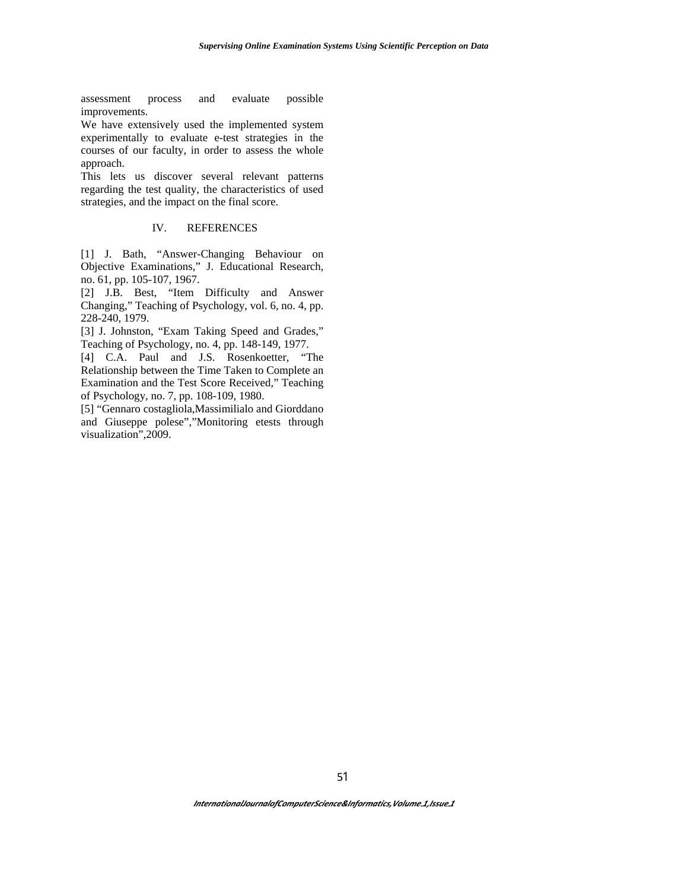assessment process and evaluate possible improvements.

We have extensively used the implemented system experimentally to evaluate e-test strategies in the courses of our faculty, in order to assess the whole approach.

This lets us discover several relevant patterns regarding the test quality, the characteristics of used strategies, and the impact on the final score.

## IV. REFERENCES

[1] J. Bath, “Answer-Changing Behaviour on Objective Examinations,” J. Educational Research, no. 61, pp. 105-107, 1967.

[2] J.B. Best, “Item Difficulty and Answer Changing,” Teaching of Psychology, vol. 6, no. 4, pp. 228-240, 1979.

[3] J. Johnston, “Exam Taking Speed and Grades,” Teaching of Psychology, no. 4, pp. 148-149, 1977.

[4] C.A. Paul and J.S. Rosenkoetter, “The Relationship between the Time Taken to Complete an Examination and the Test Score Received,” Teaching of Psychology, no. 7, pp. 108-109, 1980.

[5] “Gennaro costagliola,Massimilialo and Giorddano and Giuseppe polese”,”Monitoring etests through visualization”,2009.